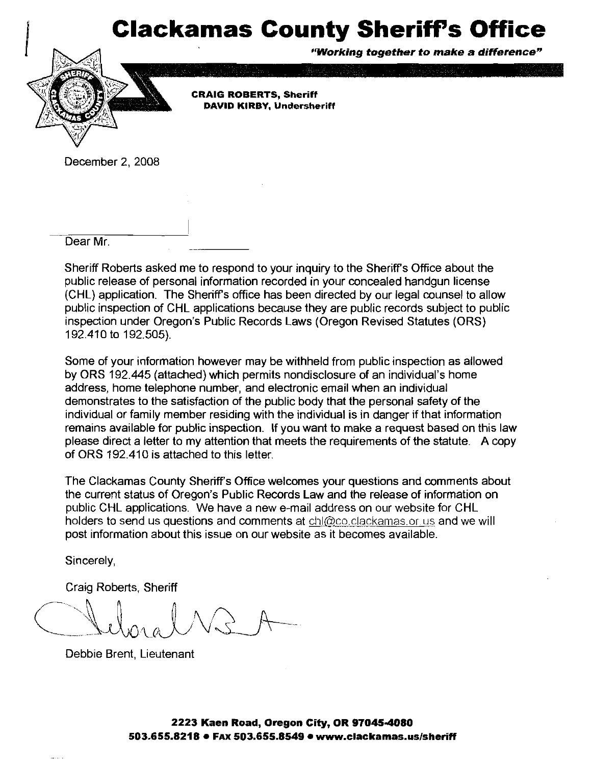# Clackamas County Sheriff's Office

***"Working together to make a difference"***

**CRAIG ROBERTS, Sheriff**
**DAVID KIRBY, Undersheriff**

December 2, 2008

Dear Mr.

Sheriff Roberts asked me to respond to your inquiry to the Sheriff's Office about the public release of personal information recorded in your concealed handgun license (CHL) application. The Sheriff's office has been directed by our legal counsel to allow public inspection of CHL applications because they are public records subject to public inspection under Oregon's Public Records Laws (Oregon Revised Statutes (ORS) 192.410 to 192.505).

Some of your information however may be withheld from public inspection as allowed by ORS 192.445 (attached) which permits nondisclosure of an individual's home address, home telephone number, and electronic email when an individual demonstrates to the satisfaction of the public body that the personal safety of the individual or family member residing with the individual is in danger if that information remains available for public inspection. If you want to make a request based on this law please direct a letter to my attention that meets the requirements of the statute. A copy of ORS 192.410 is attached to this letter.

The Clackamas County Sheriff's Office welcomes your questions and comments about the current status of Oregon's Public Records Law and the release of information on public CHL applications. We have a new e-mail address on our website for CHL holders to send us questions and comments at chl@co.clackamas.or.us and we will post information about this issue on our website as it becomes available.

Sincerely,

Craig Roberts, Sheriff

Debbie Brent, Lieutenant

**2223 Kaen Road, Oregon City, OR 97045-4080**
**503.655.8218 • FAX 503.655.8549 • www.clackamas.us/sheriff**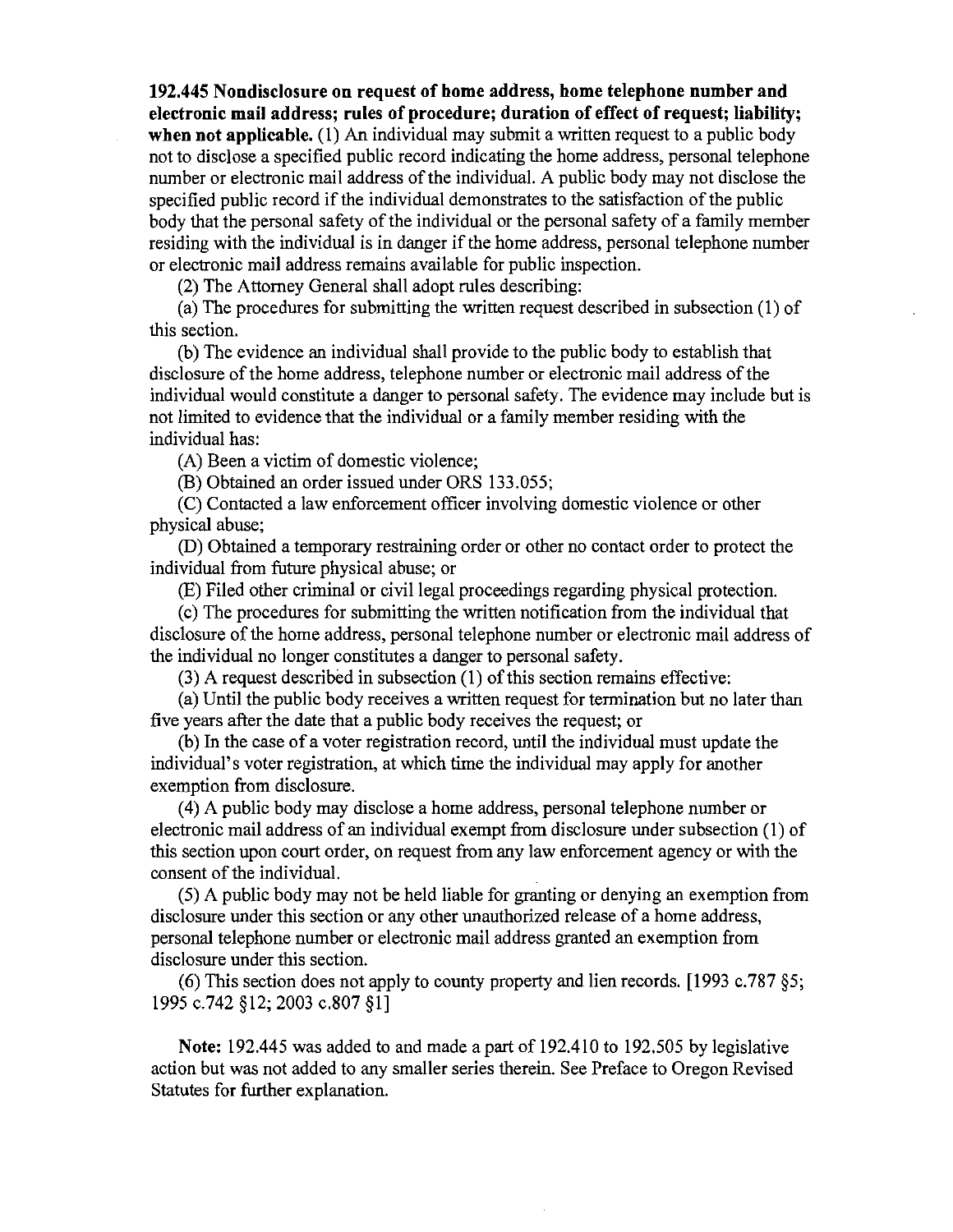**192.445 Nondisclosure on request of home address, home telephone number and electronic mail address; rules of procedure; duration of effect of request; liability; when not applicable.** (1) An individual may submit a written request to a public body not to disclose a specified public record indicating the home address, personal telephone number or electronic mail address of the individual. A public body may not disclose the specified public record if the individual demonstrates to the satisfaction of the public body that the personal safety of the individual or the personal safety of a family member residing with the individual is in danger if the home address, personal telephone number or electronic mail address remains available for public inspection.

(2) The Attorney General shall adopt rules describing:

(a) The procedures for submitting the written request described in subsection (1) of this section.

(b) The evidence an individual shall provide to the public body to establish that disclosure of the home address, telephone number or electronic mail address of the individual would constitute a danger to personal safety. The evidence may include but is not limited to evidence that the individual or a family member residing with the individual has:

(A) Been a victim of domestic violence;

(B) Obtained an order issued under ORS 133.055;

(C) Contacted a law enforcement officer involving domestic violence or other physical abuse;

(D) Obtained a temporary restraining order or other no contact order to protect the individual from future physical abuse; or

(E) Filed other criminal or civil legal proceedings regarding physical protection.

(c) The procedures for submitting the written notification from the individual that disclosure of the home address, personal telephone number or electronic mail address of the individual no longer constitutes a danger to personal safety.

(3) A request described in subsection (1) of this section remains effective:

(a) Until the public body receives a written request for termination but no later than five years after the date that a public body receives the request; or

(b) In the case of a voter registration record, until the individual must update the individual's voter registration, at which time the individual may apply for another exemption from disclosure.

(4) A public body may disclose a home address, personal telephone number or electronic mail address of an individual exempt from disclosure under subsection (1) of this section upon court order, on request from any law enforcement agency or with the consent of the individual.

(5) A public body may not be held liable for granting or denying an exemption from disclosure under this section or any other unauthorized release of a home address, personal telephone number or electronic mail address granted an exemption from disclosure under this section.

(6) This section does not apply to county property and lien records. [1993 c.787 §5; 1995 c.742 §12; 2003 c.807 §1]

**Note:** 192.445 was added to and made a part of 192.410 to 192.505 by legislative action but was not added to any smaller series therein. See Preface to Oregon Revised Statutes for further explanation.